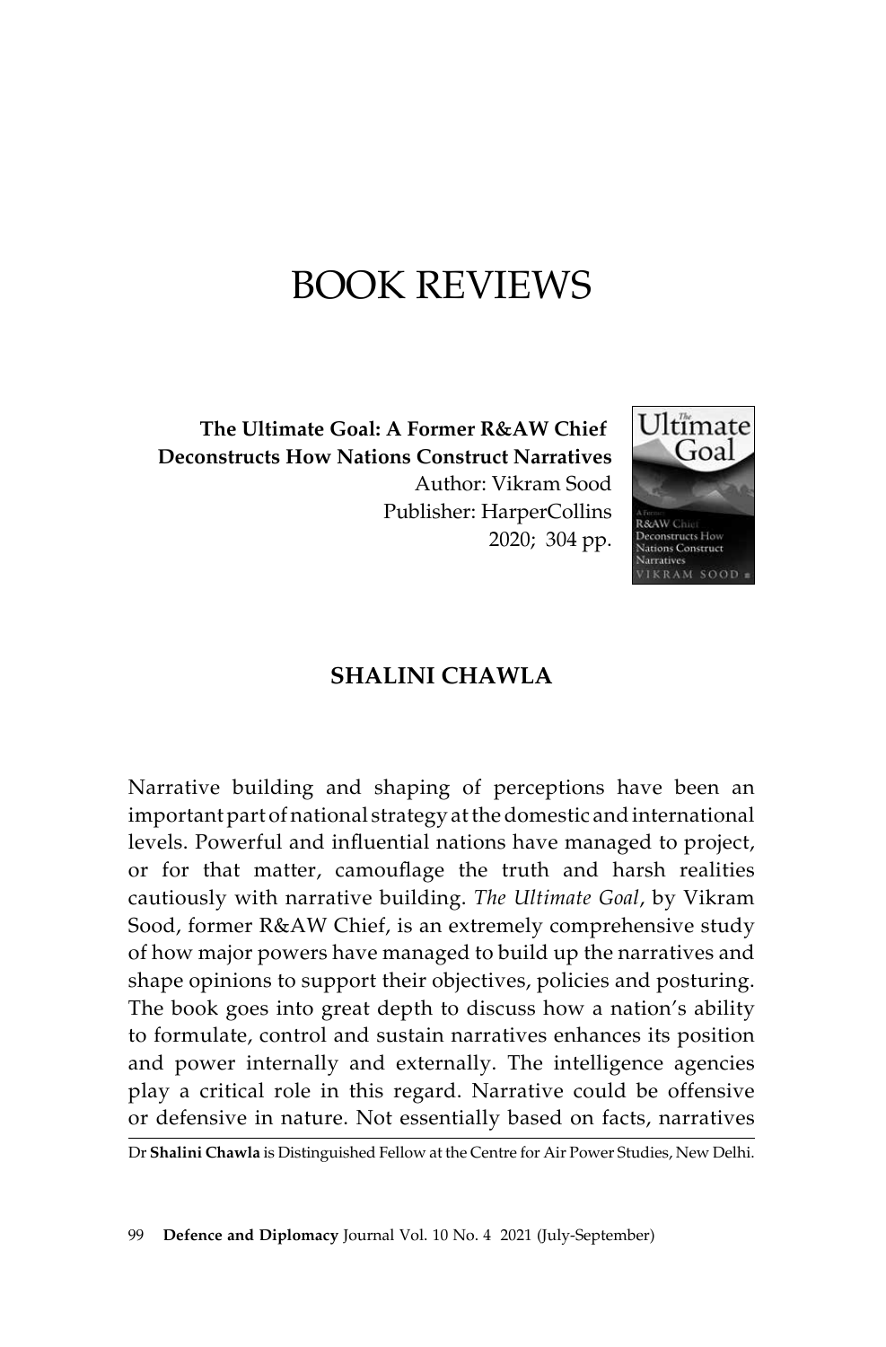# BOOK REVIEWS

**The Ultimate Goal: A Former R&AW Chief Deconstructs How Nations Construct Narratives**
Author: Vikram Sood
Publisher: HarperCollins
2020; 304 pp.

## SHALINI CHAWLA

Narrative building and shaping of perceptions have been an important part of national strategy at the domestic and international levels. Powerful and influential nations have managed to project, or for that matter, camouflage the truth and harsh realities cautiously with narrative building. *The Ultimate Goal*, by Vikram Sood, former R&AW Chief, is an extremely comprehensive study of how major powers have managed to build up the narratives and shape opinions to support their objectives, policies and posturing. The book goes into great depth to discuss how a nation's ability to formulate, control and sustain narratives enhances its position and power internally and externally. The intelligence agencies play a critical role in this regard. Narrative could be offensive or defensive in nature. Not essentially based on facts, narratives

Dr **Shalini Chawla** is Distinguished Fellow at the Centre for Air Power Studies, New Delhi.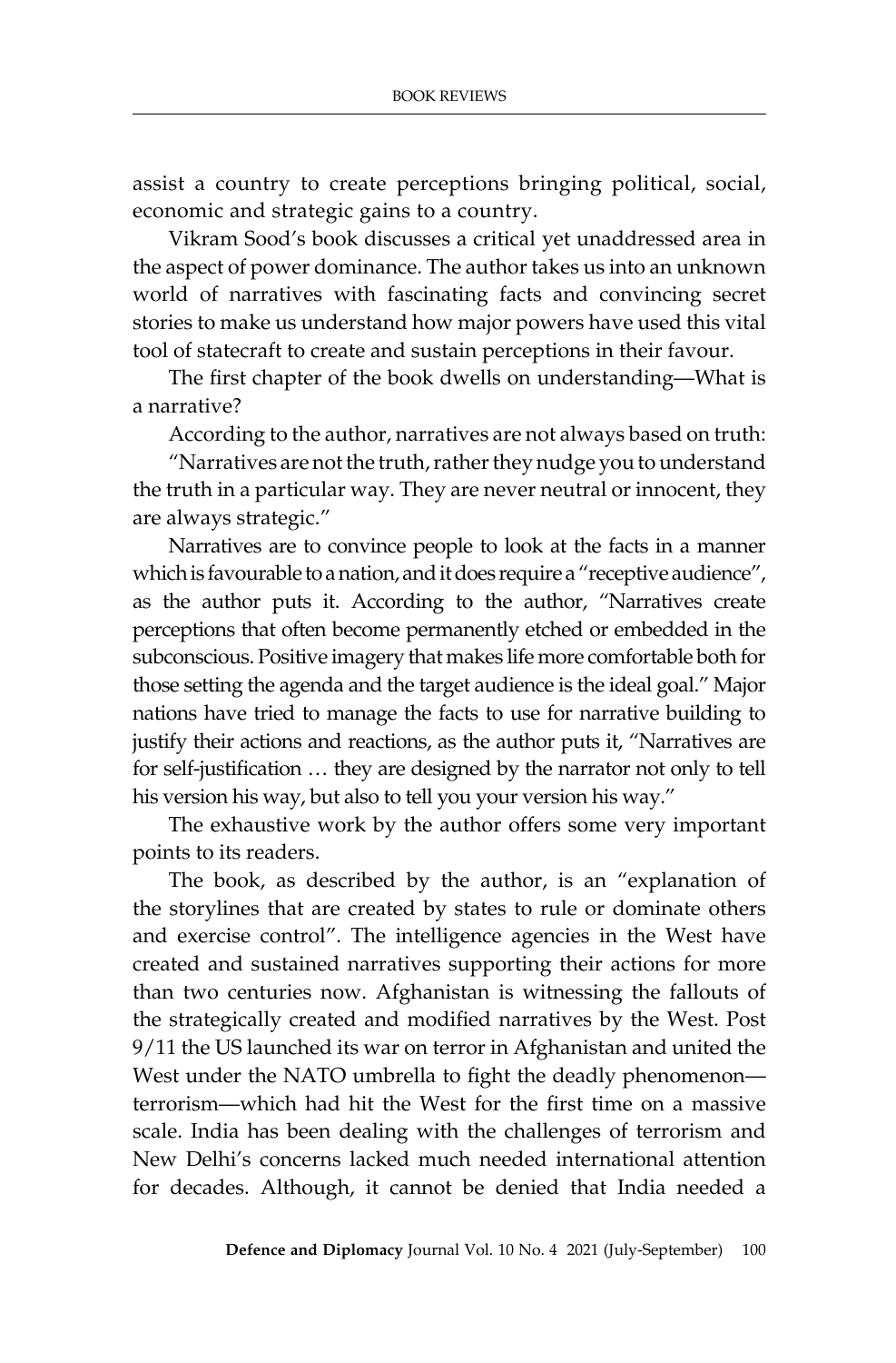assist a country to create perceptions bringing political, social, economic and strategic gains to a country.

Vikram Sood's book discusses a critical yet unaddressed area in the aspect of power dominance. The author takes us into an unknown world of narratives with fascinating facts and convincing secret stories to make us understand how major powers have used this vital tool of statecraft to create and sustain perceptions in their favour.

The first chapter of the book dwells on understanding—What is a narrative?

According to the author, narratives are not always based on truth:

"Narratives are not the truth, rather they nudge you to understand the truth in a particular way. They are never neutral or innocent, they are always strategic."

Narratives are to convince people to look at the facts in a manner which is favourable to a nation, and it does require a "receptive audience", as the author puts it. According to the author, "Narratives create perceptions that often become permanently etched or embedded in the subconscious. Positive imagery that makes life more comfortable both for those setting the agenda and the target audience is the ideal goal." Major nations have tried to manage the facts to use for narrative building to justify their actions and reactions, as the author puts it, "Narratives are for self-justification … they are designed by the narrator not only to tell his version his way, but also to tell you your version his way."

The exhaustive work by the author offers some very important points to its readers.

The book, as described by the author, is an "explanation of the storylines that are created by states to rule or dominate others and exercise control". The intelligence agencies in the West have created and sustained narratives supporting their actions for more than two centuries now. Afghanistan is witnessing the fallouts of the strategically created and modified narratives by the West. Post 9/11 the US launched its war on terror in Afghanistan and united the West under the NATO umbrella to fight the deadly phenomenon—terrorism—which had hit the West for the first time on a massive scale. India has been dealing with the challenges of terrorism and New Delhi's concerns lacked much needed international attention for decades. Although, it cannot be denied that India needed a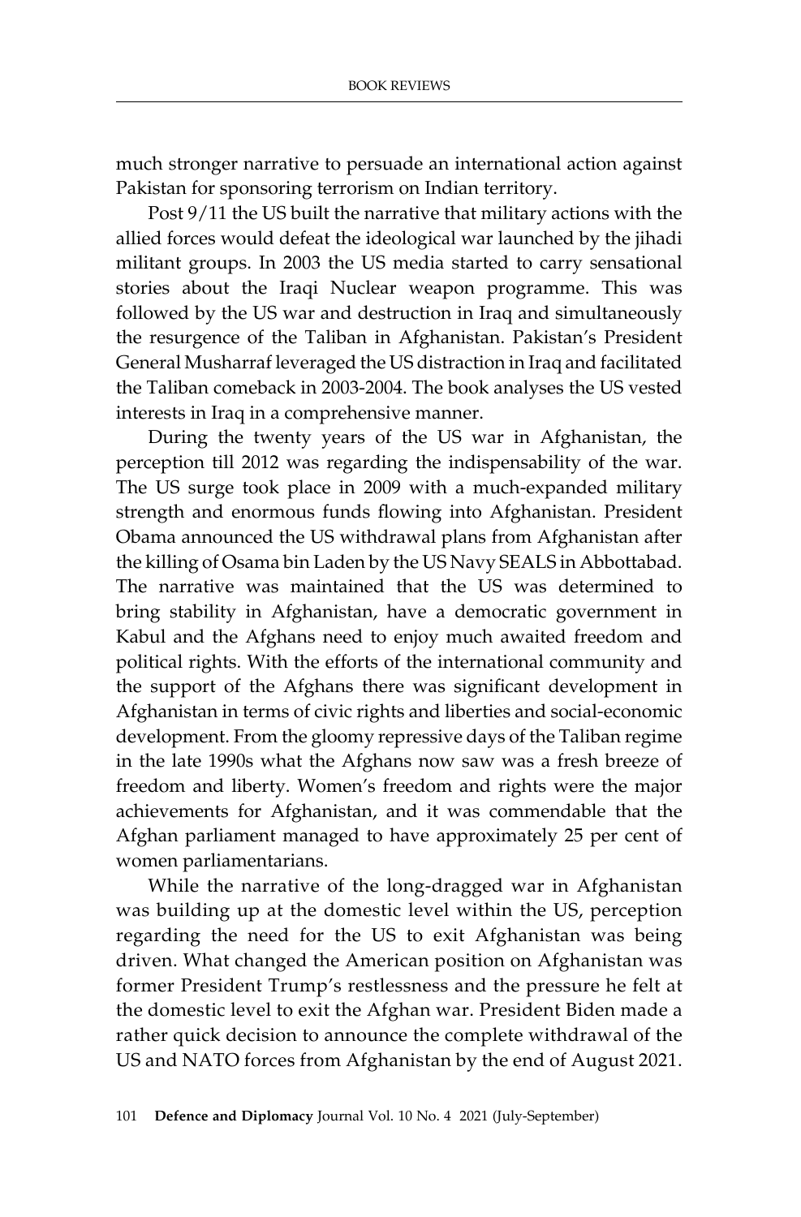much stronger narrative to persuade an international action against Pakistan for sponsoring terrorism on Indian territory.

Post 9/11 the US built the narrative that military actions with the allied forces would defeat the ideological war launched by the jihadi militant groups. In 2003 the US media started to carry sensational stories about the Iraqi Nuclear weapon programme. This was followed by the US war and destruction in Iraq and simultaneously the resurgence of the Taliban in Afghanistan. Pakistan's President General Musharraf leveraged the US distraction in Iraq and facilitated the Taliban comeback in 2003-2004. The book analyses the US vested interests in Iraq in a comprehensive manner.

During the twenty years of the US war in Afghanistan, the perception till 2012 was regarding the indispensability of the war. The US surge took place in 2009 with a much-expanded military strength and enormous funds flowing into Afghanistan. President Obama announced the US withdrawal plans from Afghanistan after the killing of Osama bin Laden by the US Navy SEALS in Abbottabad. The narrative was maintained that the US was determined to bring stability in Afghanistan, have a democratic government in Kabul and the Afghans need to enjoy much awaited freedom and political rights. With the efforts of the international community and the support of the Afghans there was significant development in Afghanistan in terms of civic rights and liberties and social-economic development. From the gloomy repressive days of the Taliban regime in the late 1990s what the Afghans now saw was a fresh breeze of freedom and liberty. Women's freedom and rights were the major achievements for Afghanistan, and it was commendable that the Afghan parliament managed to have approximately 25 per cent of women parliamentarians.

While the narrative of the long-dragged war in Afghanistan was building up at the domestic level within the US, perception regarding the need for the US to exit Afghanistan was being driven. What changed the American position on Afghanistan was former President Trump's restlessness and the pressure he felt at the domestic level to exit the Afghan war. President Biden made a rather quick decision to announce the complete withdrawal of the US and NATO forces from Afghanistan by the end of August 2021.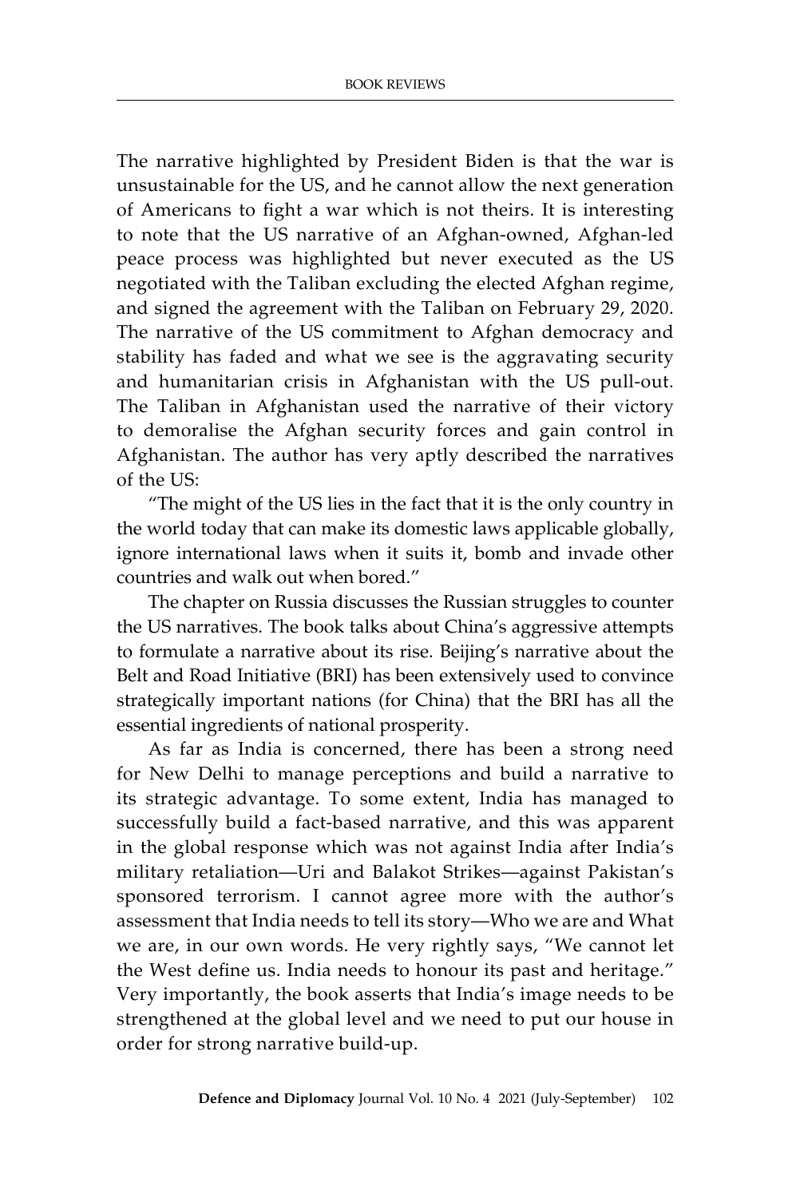The narrative highlighted by President Biden is that the war is unsustainable for the US, and he cannot allow the next generation of Americans to fight a war which is not theirs. It is interesting to note that the US narrative of an Afghan-owned, Afghan-led peace process was highlighted but never executed as the US negotiated with the Taliban excluding the elected Afghan regime, and signed the agreement with the Taliban on February 29, 2020. The narrative of the US commitment to Afghan democracy and stability has faded and what we see is the aggravating security and humanitarian crisis in Afghanistan with the US pull-out. The Taliban in Afghanistan used the narrative of their victory to demoralise the Afghan security forces and gain control in Afghanistan. The author has very aptly described the narratives of the US:

"The might of the US lies in the fact that it is the only country in the world today that can make its domestic laws applicable globally, ignore international laws when it suits it, bomb and invade other countries and walk out when bored."

The chapter on Russia discusses the Russian struggles to counter the US narratives. The book talks about China's aggressive attempts to formulate a narrative about its rise. Beijing's narrative about the Belt and Road Initiative (BRI) has been extensively used to convince strategically important nations (for China) that the BRI has all the essential ingredients of national prosperity.

As far as India is concerned, there has been a strong need for New Delhi to manage perceptions and build a narrative to its strategic advantage. To some extent, India has managed to successfully build a fact-based narrative, and this was apparent in the global response which was not against India after India's military retaliation—Uri and Balakot Strikes—against Pakistan's sponsored terrorism. I cannot agree more with the author's assessment that India needs to tell its story—Who we are and What we are, in our own words. He very rightly says, "We cannot let the West define us. India needs to honour its past and heritage." Very importantly, the book asserts that India's image needs to be strengthened at the global level and we need to put our house in order for strong narrative build-up.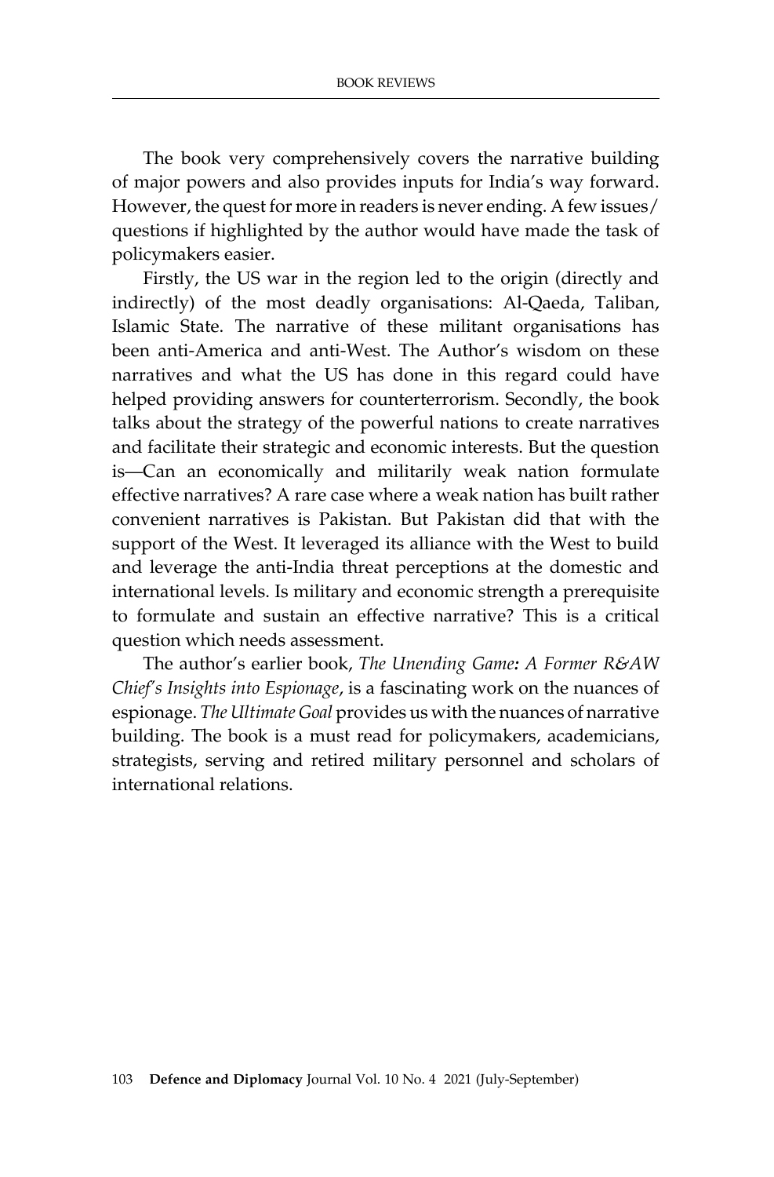The book very comprehensively covers the narrative building of major powers and also provides inputs for India's way forward. However, the quest for more in readers is never ending. A few issues/questions if highlighted by the author would have made the task of policymakers easier.

Firstly, the US war in the region led to the origin (directly and indirectly) of the most deadly organisations: Al-Qaeda, Taliban, Islamic State. The narrative of these militant organisations has been anti-America and anti-West. The Author's wisdom on these narratives and what the US has done in this regard could have helped providing answers for counterterrorism. Secondly, the book talks about the strategy of the powerful nations to create narratives and facilitate their strategic and economic interests. But the question is—Can an economically and militarily weak nation formulate effective narratives? A rare case where a weak nation has built rather convenient narratives is Pakistan. But Pakistan did that with the support of the West. It leveraged its alliance with the West to build and leverage the anti-India threat perceptions at the domestic and international levels. Is military and economic strength a prerequisite to formulate and sustain an effective narrative? This is a critical question which needs assessment.

The author's earlier book, *The Unending Game: A Former R&AW Chief's Insights into Espionage*, is a fascinating work on the nuances of espionage. *The Ultimate Goal* provides us with the nuances of narrative building. The book is a must read for policymakers, academicians, strategists, serving and retired military personnel and scholars of international relations.